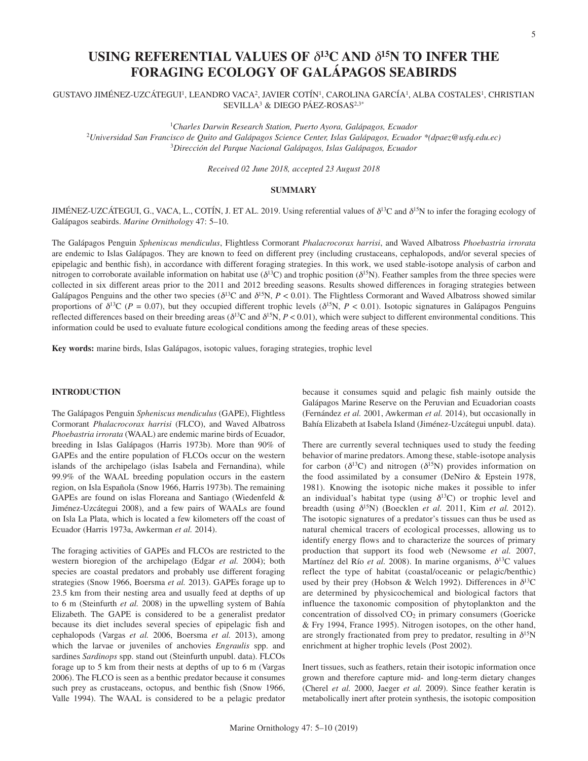# USING REFERENTIAL VALUES OF $\delta^{13}C$ AND $\delta^{15}N$ TO INFER THE FORAGING ECOLOGY OF GALÁPAGOS SEABIRDS

GUSTAVO JIMÉNEZ-UZCÁTEGUI[1], LEANDRO VACA[2], JAVIER COTÍN[1], CAROLINA GARCÍA[1], ALBA COSTALES[1], CHRISTIAN SEVILLA[3] & DIEGO PÁEZ-ROSAS[2,3*]

[1]*Charles Darwin Research Station, Puerto Ayora, Galápagos, Ecuador*
[2]*Universidad San Francisco de Quito and Galápagos Science Center, Islas Galápagos, Ecuador \*(dpaez@usfq.edu.ec)*
[3]*Dirección del Parque Nacional Galápagos, Islas Galápagos, Ecuador*

*Received 02 June 2018, accepted 23 August 2018*

## SUMMARY

JIMÉNEZ-UZCÁTEGUI, G., VACA, L., COTÍN, J. ET AL. 2019. Using referential values of $\delta^{13}C$ and $\delta^{15}N$ to infer the foraging ecology of Galápagos seabirds. *Marine Ornithology* 47: 5–10.

The Galápagos Penguin *Spheniscus mendiculus*, Flightless Cormorant *Phalacrocorax harrisi*, and Waved Albatross *Phoebastria irrorata* are endemic to Islas Galápagos. They are known to feed on different prey (including crustaceans, cephalopods, and/or several species of epipelagic and benthic fish), in accordance with different foraging strategies. In this work, we used stable-isotope analysis of carbon and nitrogen to corroborate available information on habitat use ($\delta^{13}C$) and trophic position ($\delta^{15}N$). Feather samples from the three species were collected in six different areas prior to the 2011 and 2012 breeding seasons. Results showed differences in foraging strategies between Galápagos Penguins and the other two species ($\delta^{13}C$ and $\delta^{15}N$, $P < 0.01$). The Flightless Cormorant and Waved Albatross showed similar proportions of $\delta^{13}C$ ($P = 0.07$), but they occupied different trophic levels ($\delta^{15}N$, $P < 0.01$). Isotopic signatures in Galápagos Penguins reflected differences based on their breeding areas ($\delta^{13}C$ and $\delta^{15}N$, $P < 0.01$), which were subject to different environmental conditions. This information could be used to evaluate future ecological conditions among the feeding areas of these species.

**Key words:** marine birds, Islas Galápagos, isotopic values, foraging strategies, trophic level

## INTRODUCTION

The Galápagos Penguin *Spheniscus mendiculus* (GAPE), Flightless Cormorant *Phalacrocorax harrisi* (FLCO), and Waved Albatross *Phoebastria irrorata* (WAAL) are endemic marine birds of Ecuador, breeding in Islas Galápagos (Harris 1973b). More than 90% of GAPEs and the entire population of FLCOs occur on the western islands of the archipelago (islas Isabela and Fernandina), while 99.9% of the WAAL breeding population occurs in the eastern region, on Isla Española (Snow 1966, Harris 1973b). The remaining GAPEs are found on islas Floreana and Santiago (Wiedenfeld & Jiménez-Uzcátegui 2008), and a few pairs of WAALs are found on Isla La Plata, which is located a few kilometers off the coast of Ecuador (Harris 1973a, Awkerman *et al.* 2014).

The foraging activities of GAPEs and FLCOs are restricted to the western bioregion of the archipelago (Edgar *et al.* 2004); both species are coastal predators and probably use different foraging strategies (Snow 1966, Boersma *et al.* 2013). GAPEs forage up to 23.5 km from their nesting area and usually feed at depths of up to 6 m (Steinfurth *et al.* 2008) in the upwelling system of Bahía Elizabeth. The GAPE is considered to be a generalist predator because its diet includes several species of epipelagic fish and cephalopods (Vargas *et al.* 2006, Boersma *et al.* 2013), among which the larvae or juveniles of anchovies *Engraulis* spp. and sardines *Sardinops* spp. stand out (Steinfurth unpubl. data). FLCOs forage up to 5 km from their nests at depths of up to 6 m (Vargas 2006). The FLCO is seen as a benthic predator because it consumes such prey as crustaceans, octopus, and benthic fish (Snow 1966, Valle 1994). The WAAL is considered to be a pelagic predator because it consumes squid and pelagic fish mainly outside the Galápagos Marine Reserve on the Peruvian and Ecuadorian coasts (Fernández *et al.* 2001, Awkerman *et al.* 2014), but occasionally in Bahía Elizabeth at Isabela Island (Jiménez-Uzcátegui unpubl. data).

There are currently several techniques used to study the feeding behavior of marine predators. Among these, stable-isotope analysis for carbon ($\delta^{13}C$) and nitrogen ($\delta^{15}N$) provides information on the food assimilated by a consumer (DeNiro & Epstein 1978, 1981). Knowing the isotopic niche makes it possible to infer an individual's habitat type (using $\delta^{13}C$) or trophic level and breadth (using $\delta^{15}N$) (Boecklen *et al.* 2011, Kim *et al.* 2012). The isotopic signatures of a predator's tissues can thus be used as natural chemical tracers of ecological processes, allowing us to identify energy flows and to characterize the sources of primary production that support its food web (Newsome *et al.* 2007, Martínez del Río *et al.* 2008). In marine organisms, $\delta^{13}C$ values reflect the type of habitat (coastal/oceanic or pelagic/benthic) used by their prey (Hobson & Welch 1992). Differences in $\delta^{13}C$ are determined by physicochemical and biological factors that influence the taxonomic composition of phytoplankton and the concentration of dissolved $CO_2$ in primary consumers (Goericke & Fry 1994, France 1995). Nitrogen isotopes, on the other hand, are strongly fractionated from prey to predator, resulting in $\delta^{15}N$ enrichment at higher trophic levels (Post 2002).

Inert tissues, such as feathers, retain their isotopic information once grown and therefore capture mid- and long-term dietary changes (Cherel *et al.* 2000, Jaeger *et al.* 2009). Since feather keratin is metabolically inert after protein synthesis, the isotopic composition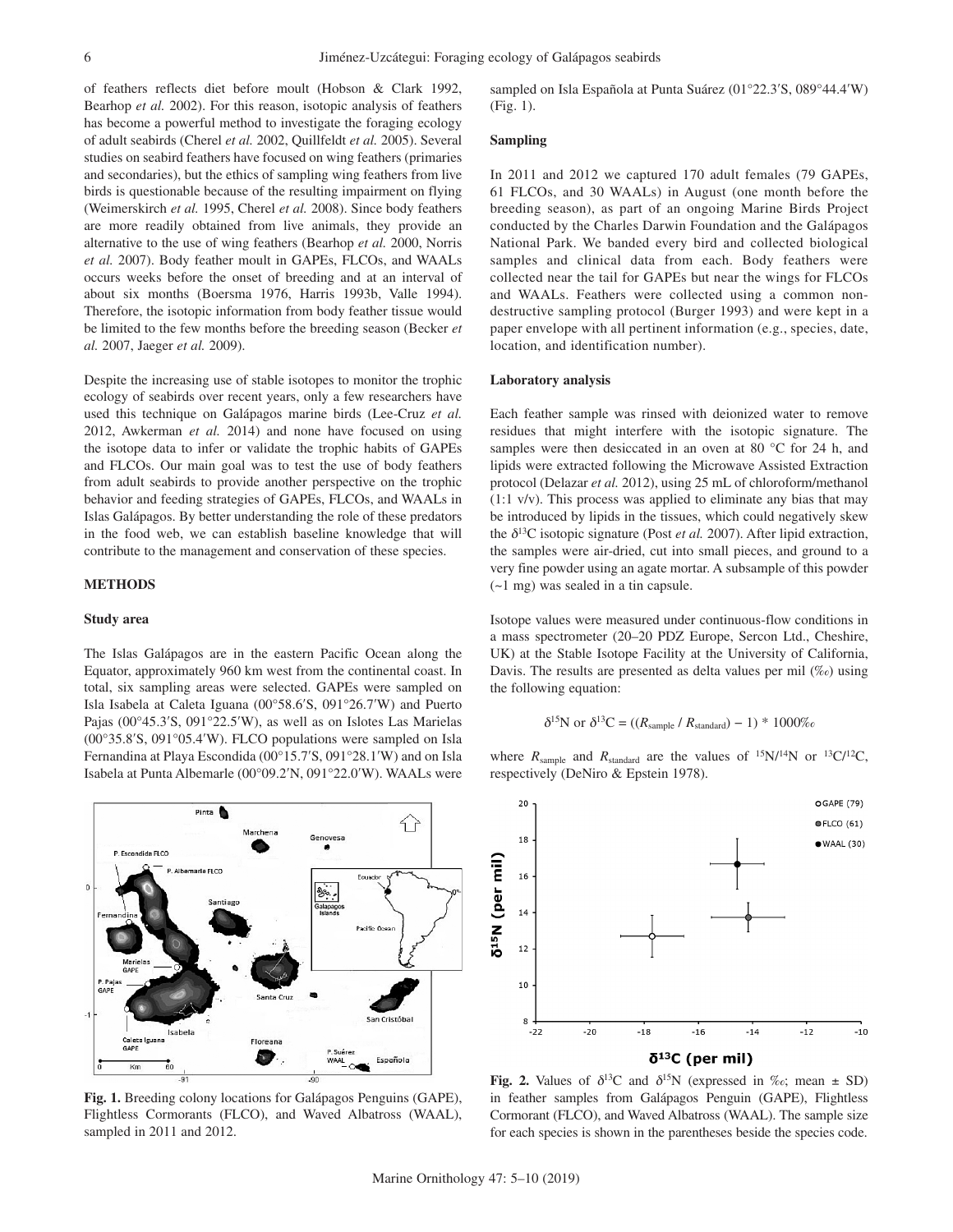of feathers reflects diet before moult (Hobson & Clark 1992, Bearhop *et al.* 2002). For this reason, isotopic analysis of feathers has become a powerful method to investigate the foraging ecology of adult seabirds (Cherel *et al.* 2002, Quillfeldt *et al.* 2005). Several studies on seabird feathers have focused on wing feathers (primaries and secondaries), but the ethics of sampling wing feathers from live birds is questionable because of the resulting impairment on flying (Weimerskirch *et al.* 1995, Cherel *et al.* 2008). Since body feathers are more readily obtained from live animals, they provide an alternative to the use of wing feathers (Bearhop *et al.* 2000, Norris *et al.* 2007). Body feather moult in GAPEs, FLCOs, and WAALs occurs weeks before the onset of breeding and at an interval of about six months (Boersma 1976, Harris 1993b, Valle 1994). Therefore, the isotopic information from body feather tissue would be limited to the few months before the breeding season (Becker *et al.* 2007, Jaeger *et al.* 2009).

Despite the increasing use of stable isotopes to monitor the trophic ecology of seabirds over recent years, only a few researchers have used this technique on Galápagos marine birds (Lee-Cruz *et al.* 2012, Awkerman *et al.* 2014) and none have focused on using the isotope data to infer or validate the trophic habits of GAPEs and FLCOs. Our main goal was to test the use of body feathers from adult seabirds to provide another perspective on the trophic behavior and feeding strategies of GAPEs, FLCOs, and WAALs in Islas Galápagos. By better understanding the role of these predators in the food web, we can establish baseline knowledge that will contribute to the management and conservation of these species.

## METHODS

### Study area

The Islas Galápagos are in the eastern Pacific Ocean along the Equator, approximately 960 km west from the continental coast. In total, six sampling areas were selected. GAPEs were sampled on Isla Isabela at Caleta Iguana (00°58.6′S, 091°26.7′W) and Puerto Pajas (00°45.3′S, 091°22.5′W), as well as on Islotes Las Marielas (00°35.8′S, 091°05.4′W). FLCO populations were sampled on Isla Fernandina at Playa Escondida (00°15.7′S, 091°28.1′W) and on Isla Isabela at Punta Albemarle (00°09.2′N, 091°22.0′W). WAALs were sampled on Isla Española at Punta Suárez (01°22.3′S, 089°44.4′W) (Fig. 1).

**Fig. 1.** Breeding colony locations for Galápagos Penguins (GAPE), Flightless Cormorants (FLCO), and Waved Albatross (WAAL), sampled in 2011 and 2012.

### Sampling

In 2011 and 2012 we captured 170 adult females (79 GAPEs, 61 FLCOs, and 30 WAALs) in August (one month before the breeding season), as part of an ongoing Marine Birds Project conducted by the Charles Darwin Foundation and the Galápagos National Park. We banded every bird and collected biological samples and clinical data from each. Body feathers were collected near the tail for GAPEs but near the wings for FLCOs and WAALs. Feathers were collected using a common non-destructive sampling protocol (Burger 1993) and were kept in a paper envelope with all pertinent information (e.g., species, date, location, and identification number).

### Laboratory analysis

Each feather sample was rinsed with deionized water to remove residues that might interfere with the isotopic signature. The samples were then desiccated in an oven at 80 °C for 24 h, and lipids were extracted following the Microwave Assisted Extraction protocol (Delazar *et al.* 2012), using 25 mL of chloroform/methanol (1:1 v/v). This process was applied to eliminate any bias that may be introduced by lipids in the tissues, which could negatively skew the $\delta^{13}C$ isotopic signature (Post *et al.* 2007). After lipid extraction, the samples were air-dried, cut into small pieces, and ground to a very fine powder using an agate mortar. A subsample of this powder (~1 mg) was sealed in a tin capsule.

Isotope values were measured under continuous-flow conditions in a mass spectrometer (20–20 PDZ Europe, Sercon Ltd., Cheshire, UK) at the Stable Isotope Facility at the University of California, Davis. The results are presented as delta values per mil (‰) using the following equation:

$$\delta^{15}N \text{ or } \delta^{13}C = ((R_{sample} / R_{standard}) - 1) * 1000‰$$

where $R_{sample}$ and $R_{standard}$ are the values of $^{15}N/^{14}N$ or $^{13}C/^{12}C$, respectively (DeNiro & Epstein 1978).

**Fig. 2.** Values of $\delta^{13}C$ and $\delta^{15}N$ (expressed in ‰; mean ± SD) in feather samples from Galápagos Penguin (GAPE), Flightless Cormorant (FLCO), and Waved Albatross (WAAL). The sample size for each species is shown in the parentheses beside the species code.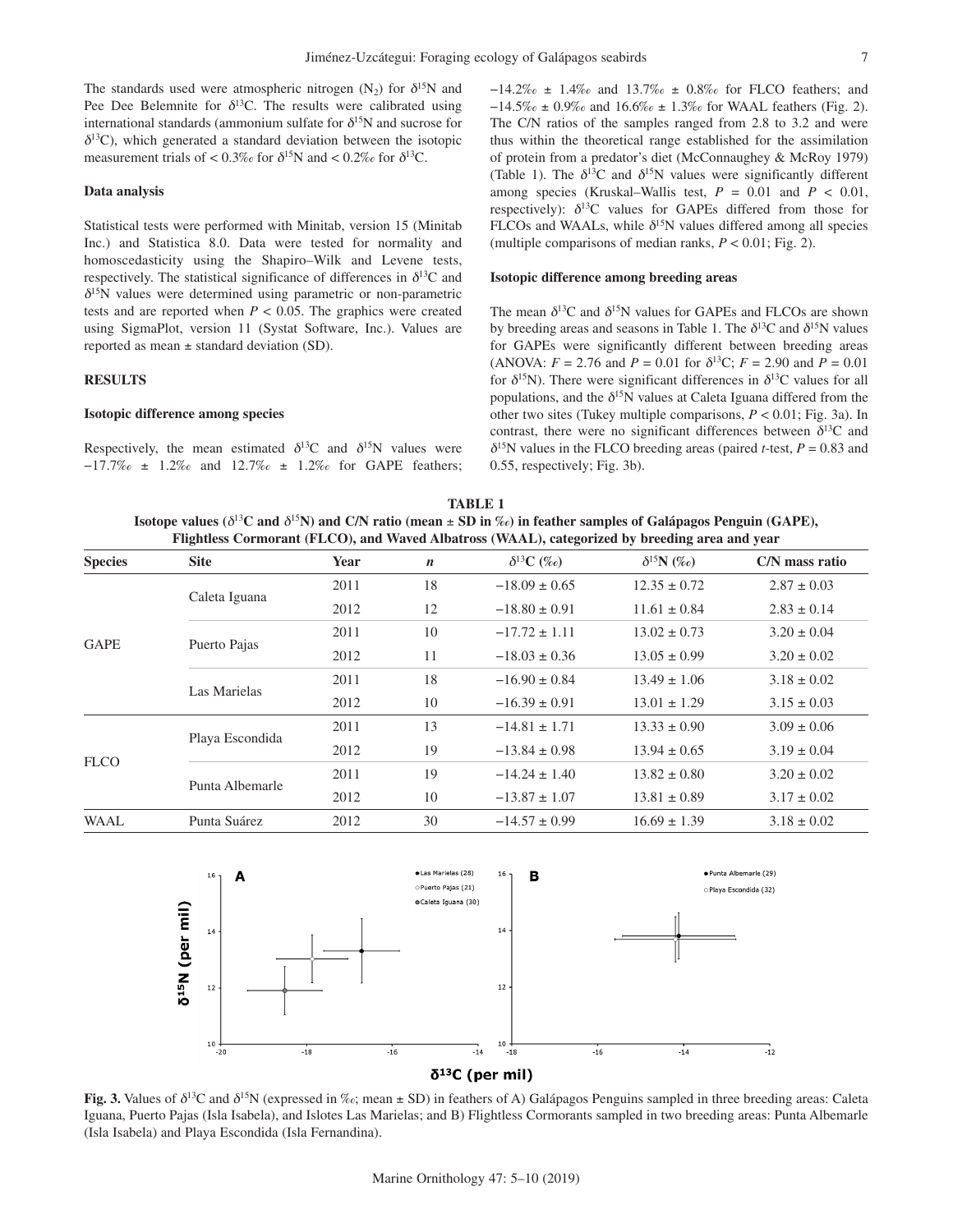The standards used were atmospheric nitrogen ($N_2$) for $\delta^{15}N$ and Pee Dee Belemnite for $\delta^{13}C$. The results were calibrated using international standards (ammonium sulfate for $\delta^{15}N$ and sucrose for $\delta^{13}C$), which generated a standard deviation between the isotopic measurement trials of < 0.3‰ for $\delta^{15}N$ and < 0.2‰ for $\delta^{13}C$.

### Data analysis

Statistical tests were performed with Minitab, version 15 (Minitab Inc.) and Statistica 8.0. Data were tested for normality and homoscedasticity using the Shapiro–Wilk and Levene tests, respectively. The statistical significance of differences in $\delta^{13}C$ and $\delta^{15}N$ values were determined using parametric or non-parametric tests and are reported when $P < 0.05$. The graphics were created using SigmaPlot, version 11 (Systat Software, Inc.). Values are reported as mean ± standard deviation (SD).

## RESULTS

### Isotopic difference among species

Respectively, the mean estimated $\delta^{13}C$ and $\delta^{15}N$ values were −17.7‰ ± 1.2‰ and 12.7‰ ± 1.2‰ for GAPE feathers; −14.2‰ ± 1.4‰ and 13.7‰ ± 0.8‰ for FLCO feathers; and −14.5‰ ± 0.9‰ and 16.6‰ ± 1.3‰ for WAAL feathers (Fig. 2). The C/N ratios of the samples ranged from 2.8 to 3.2 and were thus within the theoretical range established for the assimilation of protein from a predator's diet (McConnaughey & McRoy 1979) (Table 1). The $\delta^{13}C$ and $\delta^{15}N$ values were significantly different among species (Kruskal–Wallis test, $P = 0.01$ and $P < 0.01$, respectively): $\delta^{13}C$ values for GAPEs differed from those for FLCOs and WAALs, while $\delta^{15}N$ values differed among all species (multiple comparisons of median ranks, $P < 0.01$; Fig. 2).

### Isotopic difference among breeding areas

The mean $\delta^{13}C$ and $\delta^{15}N$ values for GAPEs and FLCOs are shown by breeding areas and seasons in Table 1. The $\delta^{13}C$ and $\delta^{15}N$ values for GAPEs were significantly different between breeding areas (ANOVA: $F = 2.76$ and $P = 0.01$ for $\delta^{13}C$; $F = 2.90$ and $P = 0.01$ for $\delta^{15}N$). There were significant differences in $\delta^{13}C$ values for all populations, and the $\delta^{15}N$ values at Caleta Iguana differed from the other two sites (Tukey multiple comparisons, $P < 0.01$; Fig. 3a). In contrast, there were no significant differences between $\delta^{13}C$ and $\delta^{15}N$ values in the FLCO breeding areas (paired $t$-test, $P = 0.83$ and 0.55, respectively; Fig. 3b).

**TABLE 1**
**Isotope values ($\delta^{13}C$ and $\delta^{15}N$) and C/N ratio (mean ± SD in ‰) in feather samples of Galápagos Penguin (GAPE), Flightless Cormorant (FLCO), and Waved Albatross (WAAL), categorized by breeding area and year**

| Species | Site | Year | $n$ | $\delta^{13}C$ (‰) | $\delta^{15}N$ (‰) | C/N mass ratio |
|---|---|---|---|---|---|---|
| GAPE | Caleta Iguana | 2011 | 18 | −18.09 ± 0.65 | 12.35 ± 0.72 | 2.87 ± 0.03 |
| | | 2012 | 12 | −18.80 ± 0.91 | 11.61 ± 0.84 | 2.83 ± 0.14 |
| | Puerto Pajas | 2011 | 10 | −17.72 ± 1.11 | 13.02 ± 0.73 | 3.20 ± 0.04 |
| | | 2012 | 11 | −18.03 ± 0.36 | 13.05 ± 0.99 | 3.20 ± 0.02 |
| | Las Marielas | 2011 | 18 | −16.90 ± 0.84 | 13.49 ± 1.06 | 3.18 ± 0.02 |
| | | 2012 | 10 | −16.39 ± 0.91 | 13.01 ± 1.29 | 3.15 ± 0.03 |
| FLCO | Playa Escondida | 2011 | 13 | −14.81 ± 1.71 | 13.33 ± 0.90 | 3.09 ± 0.06 |
| | | 2012 | 19 | −13.84 ± 0.98 | 13.94 ± 0.65 | 3.19 ± 0.04 |
| | Punta Albemarle | 2011 | 19 | −14.24 ± 1.40 | 13.82 ± 0.80 | 3.20 ± 0.02 |
| | | 2012 | 10 | −13.87 ± 1.07 | 13.81 ± 0.89 | 3.17 ± 0.02 |
| WAAL | Punta Suárez | 2012 | 30 | −14.57 ± 0.99 | 16.69 ± 1.39 | 3.18 ± 0.02 |

**Fig. 3.** Values of $\delta^{13}C$ and $\delta^{15}N$ (expressed in ‰; mean ± SD) in feathers of A) Galápagos Penguins sampled in three breeding areas: Caleta Iguana, Puerto Pajas (Isla Isabela), and Islotes Las Marielas; and B) Flightless Cormorants sampled in two breeding areas: Punta Albemarle (Isla Isabela) and Playa Escondida (Isla Fernandina).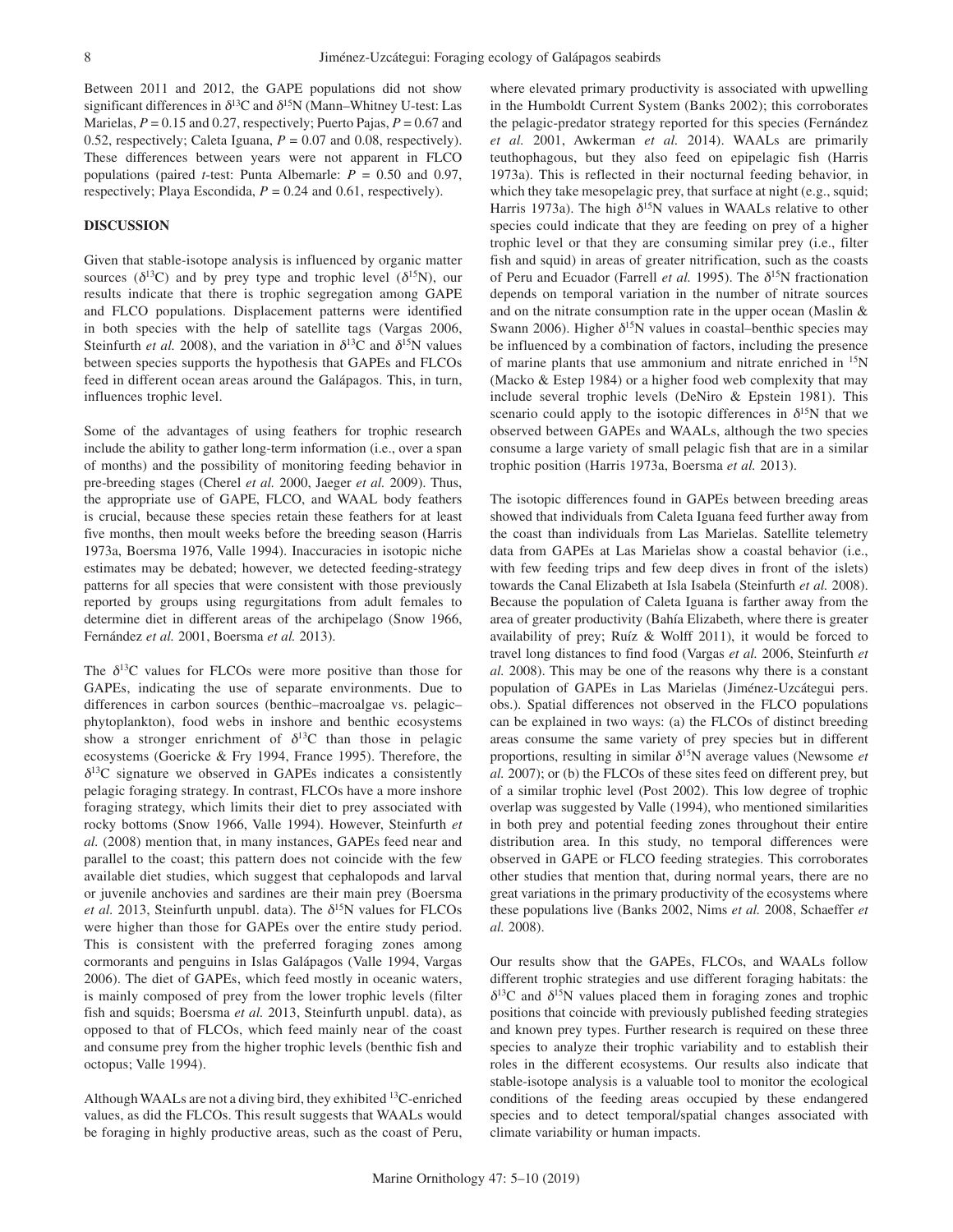Between 2011 and 2012, the GAPE populations did not show significant differences in $\delta^{13}C$ and $\delta^{15}N$ (Mann–Whitney U-test: Las Marielas, $P = 0.15$ and 0.27, respectively; Puerto Pajas, $P = 0.67$ and 0.52, respectively; Caleta Iguana, $P = 0.07$ and 0.08, respectively). These differences between years were not apparent in FLCO populations (paired *t*-test: Punta Albemarle: $P = 0.50$ and 0.97, respectively; Playa Escondida, $P = 0.24$ and 0.61, respectively).

## DISCUSSION

Given that stable-isotope analysis is influenced by organic matter sources ($\delta^{13}C$) and by prey type and trophic level ($\delta^{15}N$), our results indicate that there is trophic segregation among GAPE and FLCO populations. Displacement patterns were identified in both species with the help of satellite tags (Vargas 2006, Steinfurth *et al.* 2008), and the variation in $\delta^{13}C$ and $\delta^{15}N$ values between species supports the hypothesis that GAPEs and FLCOs feed in different ocean areas around the Galápagos. This, in turn, influences trophic level.

Some of the advantages of using feathers for trophic research include the ability to gather long-term information (i.e., over a span of months) and the possibility of monitoring feeding behavior in pre-breeding stages (Cherel *et al.* 2000, Jaeger *et al.* 2009). Thus, the appropriate use of GAPE, FLCO, and WAAL body feathers is crucial, because these species retain these feathers for at least five months, then moult weeks before the breeding season (Harris 1973a, Boersma 1976, Valle 1994). Inaccuracies in isotopic niche estimates may be debated; however, we detected feeding-strategy patterns for all species that were consistent with those previously reported by groups using regurgitations from adult females to determine diet in different areas of the archipelago (Snow 1966, Fernández *et al.* 2001, Boersma *et al.* 2013).

The $\delta^{13}C$ values for FLCOs were more positive than those for GAPEs, indicating the use of separate environments. Due to differences in carbon sources (benthic–macroalgae vs. pelagic–phytoplankton), food webs in inshore and benthic ecosystems show a stronger enrichment of $\delta^{13}C$ than those in pelagic ecosystems (Goericke & Fry 1994, France 1995). Therefore, the $\delta^{13}C$ signature we observed in GAPEs indicates a consistently pelagic foraging strategy. In contrast, FLCOs have a more inshore foraging strategy, which limits their diet to prey associated with rocky bottoms (Snow 1966, Valle 1994). However, Steinfurth *et al.* (2008) mention that, in many instances, GAPEs feed near and parallel to the coast; this pattern does not coincide with the few available diet studies, which suggest that cephalopods and larval or juvenile anchovies and sardines are their main prey (Boersma *et al.* 2013, Steinfurth unpubl. data). The $\delta^{15}N$ values for FLCOs were higher than those for GAPEs over the entire study period. This is consistent with the preferred foraging zones among cormorants and penguins in Islas Galápagos (Valle 1994, Vargas 2006). The diet of GAPEs, which feed mostly in oceanic waters, is mainly composed of prey from the lower trophic levels (filter fish and squids; Boersma *et al.* 2013, Steinfurth unpubl. data), as opposed to that of FLCOs, which feed mainly near of the coast and consume prey from the higher trophic levels (benthic fish and octopus; Valle 1994).

Although WAALs are not a diving bird, they exhibited $^{13}C$-enriched values, as did the FLCOs. This result suggests that WAALs would be foraging in highly productive areas, such as the coast of Peru, where elevated primary productivity is associated with upwelling in the Humboldt Current System (Banks 2002); this corroborates the pelagic-predator strategy reported for this species (Fernández *et al.* 2001, Awkerman *et al.* 2014). WAALs are primarily teuthophagous, but they also feed on epipelagic fish (Harris 1973a). This is reflected in their nocturnal feeding behavior, in which they take mesopelagic prey, that surface at night (e.g., squid; Harris 1973a). The high $\delta^{15}N$ values in WAALs relative to other species could indicate that they are feeding on prey of a higher trophic level or that they are consuming similar prey (i.e., filter fish and squid) in areas of greater nitrification, such as the coasts of Peru and Ecuador (Farrell *et al.* 1995). The $\delta^{15}N$ fractionation depends on temporal variation in the number of nitrate sources and on the nitrate consumption rate in the upper ocean (Maslin & Swann 2006). Higher $\delta^{15}N$ values in coastal–benthic species may be influenced by a combination of factors, including the presence of marine plants that use ammonium and nitrate enriched in $^{15}N$ (Macko & Estep 1984) or a higher food web complexity that may include several trophic levels (DeNiro & Epstein 1981). This scenario could apply to the isotopic differences in $\delta^{15}N$ that we observed between GAPEs and WAALs, although the two species consume a large variety of small pelagic fish that are in a similar trophic position (Harris 1973a, Boersma *et al.* 2013).

The isotopic differences found in GAPEs between breeding areas showed that individuals from Caleta Iguana feed further away from the coast than individuals from Las Marielas. Satellite telemetry data from GAPEs at Las Marielas show a coastal behavior (i.e., with few feeding trips and few deep dives in front of the islets) towards the Canal Elizabeth at Isla Isabela (Steinfurth *et al.* 2008). Because the population of Caleta Iguana is farther away from the area of greater productivity (Bahía Elizabeth, where there is greater availability of prey; Ruíz & Wolff 2011), it would be forced to travel long distances to find food (Vargas *et al.* 2006, Steinfurth *et al.* 2008). This may be one of the reasons why there is a constant population of GAPEs in Las Marielas (Jiménez-Uzcátegui pers. obs.). Spatial differences not observed in the FLCO populations can be explained in two ways: (a) the FLCOs of distinct breeding areas consume the same variety of prey species but in different proportions, resulting in similar $\delta^{15}N$ average values (Newsome *et al.* 2007); or (b) the FLCOs of these sites feed on different prey, but of a similar trophic level (Post 2002). This low degree of trophic overlap was suggested by Valle (1994), who mentioned similarities in both prey and potential feeding zones throughout their entire distribution area. In this study, no temporal differences were observed in GAPE or FLCO feeding strategies. This corroborates other studies that mention that, during normal years, there are no great variations in the primary productivity of the ecosystems where these populations live (Banks 2002, Nims *et al.* 2008, Schaeffer *et al.* 2008).

Our results show that the GAPEs, FLCOs, and WAALs follow different trophic strategies and use different foraging habitats: the $\delta^{13}C$ and $\delta^{15}N$ values placed them in foraging zones and trophic positions that coincide with previously published feeding strategies and known prey types. Further research is required on these three species to analyze their trophic variability and to establish their roles in the different ecosystems. Our results also indicate that stable-isotope analysis is a valuable tool to monitor the ecological conditions of the feeding areas occupied by these endangered species and to detect temporal/spatial changes associated with climate variability or human impacts.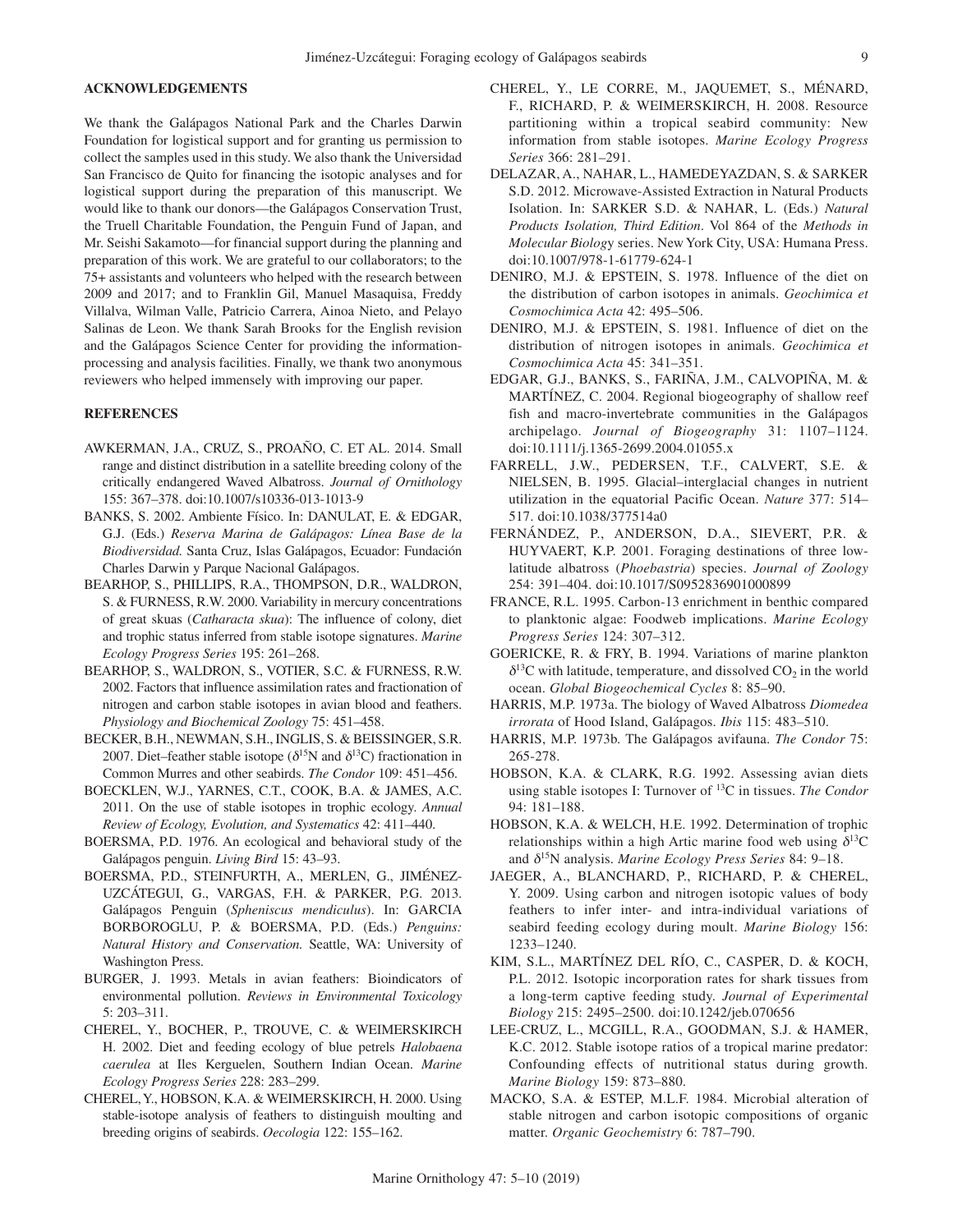## ACKNOWLEDGEMENTS

We thank the Galápagos National Park and the Charles Darwin Foundation for logistical support and for granting us permission to collect the samples used in this study. We also thank the Universidad San Francisco de Quito for financing the isotopic analyses and for logistical support during the preparation of this manuscript. We would like to thank our donors—the Galápagos Conservation Trust, the Truell Charitable Foundation, the Penguin Fund of Japan, and Mr. Seishi Sakamoto—for financial support during the planning and preparation of this work. We are grateful to our collaborators; to the 75+ assistants and volunteers who helped with the research between 2009 and 2017; and to Franklin Gil, Manuel Masaquisa, Freddy Villalva, Wilman Valle, Patricio Carrera, Ainoa Nieto, and Pelayo Salinas de Leon. We thank Sarah Brooks for the English revision and the Galápagos Science Center for providing the information-processing and analysis facilities. Finally, we thank two anonymous reviewers who helped immensely with improving our paper.

## REFERENCES

AWKERMAN, J.A., CRUZ, S., PROAÑO, C. ET AL. 2014. Small range and distinct distribution in a satellite breeding colony of the critically endangered Waved Albatross. *Journal of Ornithology* 155: 367–378. doi:10.1007/s10336-013-1013-9

BANKS, S. 2002. Ambiente Físico. In: DANULAT, E. & EDGAR, G.J. (Eds.) *Reserva Marina de Galápagos: Línea Base de la Biodiversidad.* Santa Cruz, Islas Galápagos, Ecuador: Fundación Charles Darwin y Parque Nacional Galápagos.

BEARHOP, S., PHILLIPS, R.A., THOMPSON, D.R., WALDRON, S. & FURNESS, R.W. 2000. Variability in mercury concentrations of great skuas (*Catharacta skua*): The influence of colony, diet and trophic status inferred from stable isotope signatures. *Marine Ecology Progress Series* 195: 261–268.

BEARHOP, S., WALDRON, S., VOTIER, S.C. & FURNESS, R.W. 2002. Factors that influence assimilation rates and fractionation of nitrogen and carbon stable isotopes in avian blood and feathers. *Physiology and Biochemical Zoology* 75: 451–458.

BECKER, B.H., NEWMAN, S.H., INGLIS, S. & BEISSINGER, S.R. 2007. Diet–feather stable isotope ($\delta^{15}$N and $\delta^{13}$C) fractionation in Common Murres and other seabirds. *The Condor* 109: 451–456.

BOECKLEN, W.J., YARNES, C.T., COOK, B.A. & JAMES, A.C. 2011. On the use of stable isotopes in trophic ecology. *Annual Review of Ecology, Evolution, and Systematics* 42: 411–440.

BOERSMA, P.D. 1976. An ecological and behavioral study of the Galápagos penguin. *Living Bird* 15: 43–93.

BOERSMA, P.D., STEINFURTH, A., MERLEN, G., JIMÉNEZ-UZCÁTEGUI, G., VARGAS, F.H. & PARKER, P.G. 2013. Galápagos Penguin (*Spheniscus mendiculus*). In: GARCIA BORBOROGLU, P. & BOERSMA, P.D. (Eds.) *Penguins: Natural History and Conservation.* Seattle, WA: University of Washington Press.

BURGER, J. 1993. Metals in avian feathers: Bioindicators of environmental pollution. *Reviews in Environmental Toxicology* 5: 203–311.

CHEREL, Y., BOCHER, P., TROUVE, C. & WEIMERSKIRCH H. 2002. Diet and feeding ecology of blue petrels *Halobaena caerulea* at Iles Kerguelen, Southern Indian Ocean. *Marine Ecology Progress Series* 228: 283–299.

CHEREL, Y., HOBSON, K.A. & WEIMERSKIRCH, H. 2000. Using stable-isotope analysis of feathers to distinguish moulting and breeding origins of seabirds. *Oecologia* 122: 155–162.

CHEREL, Y., LE CORRE, M., JAQUEMET, S., MÉNARD, F., RICHARD, P. & WEIMERSKIRCH, H. 2008. Resource partitioning within a tropical seabird community: New information from stable isotopes. *Marine Ecology Progress Series* 366: 281–291.

DELAZAR, A., NAHAR, L., HAMEDEYAZDAN, S. & SARKER S.D. 2012. Microwave-Assisted Extraction in Natural Products Isolation. In: SARKER S.D. & NAHAR, L. (Eds.) *Natural Products Isolation, Third Edition*. Vol 864 of the *Methods in Molecular Biology* series. New York City, USA: Humana Press. doi:10.1007/978-1-61779-624-1

DENIRO, M.J. & EPSTEIN, S. 1978. Influence of the diet on the distribution of carbon isotopes in animals. *Geochimica et Cosmochimica Acta* 42: 495–506.

DENIRO, M.J. & EPSTEIN, S. 1981. Influence of diet on the distribution of nitrogen isotopes in animals. *Geochimica et Cosmochimica Acta* 45: 341–351.

EDGAR, G.J., BANKS, S., FARIÑA, J.M., CALVOPIÑA, M. & MARTÍNEZ, C. 2004. Regional biogeography of shallow reef fish and macro-invertebrate communities in the Galápagos archipelago. *Journal of Biogeography* 31: 1107–1124. doi:10.1111/j.1365-2699.2004.01055.x

FARRELL, J.W., PEDERSEN, T.F., CALVERT, S.E. & NIELSEN, B. 1995. Glacial–interglacial changes in nutrient utilization in the equatorial Pacific Ocean. *Nature* 377: 514–517. doi:10.1038/377514a0

FERNÁNDEZ, P., ANDERSON, D.A., SIEVERT, P.R. & HUYVAERT, K.P. 2001. Foraging destinations of three low-latitude albatross (*Phoebastria*) species. *Journal of Zoology* 254: 391–404. doi:10.1017/S0952836901000899

FRANCE, R.L. 1995. Carbon-13 enrichment in benthic compared to planktonic algae: Foodweb implications. *Marine Ecology Progress Series* 124: 307–312.

GOERICKE, R. & FRY, B. 1994. Variations of marine plankton $\delta^{13}$C with latitude, temperature, and dissolved $CO_2$ in the world ocean. *Global Biogeochemical Cycles* 8: 85–90.

HARRIS, M.P. 1973a. The biology of Waved Albatross *Diomedea irrorata* of Hood Island, Galápagos. *Ibis* 115: 483–510.

HARRIS, M.P. 1973b. The Galápagos avifauna. *The Condor* 75: 265-278.

HOBSON, K.A. & CLARK, R.G. 1992. Assessing avian diets using stable isotopes I: Turnover of $^{13}$C in tissues. *The Condor* 94: 181–188.

HOBSON, K.A. & WELCH, H.E. 1992. Determination of trophic relationships within a high Artic marine food web using $\delta^{13}$C and $\delta^{15}$N analysis. *Marine Ecology Press Series* 84: 9–18.

JAEGER, A., BLANCHARD, P., RICHARD, P. & CHEREL, Y. 2009. Using carbon and nitrogen isotopic values of body feathers to infer inter- and intra-individual variations of seabird feeding ecology during moult. *Marine Biology* 156: 1233–1240.

KIM, S.L., MARTÍNEZ DEL RÍO, C., CASPER, D. & KOCH, P.L. 2012. Isotopic incorporation rates for shark tissues from a long-term captive feeding study. *Journal of Experimental Biology* 215: 2495–2500. doi:10.1242/jeb.070656

LEE-CRUZ, L., MCGILL, R.A., GOODMAN, S.J. & HAMER, K.C. 2012. Stable isotope ratios of a tropical marine predator: Confounding effects of nutritional status during growth. *Marine Biology* 159: 873–880.

MACKO, S.A. & ESTEP, M.L.F. 1984. Microbial alteration of stable nitrogen and carbon isotopic compositions of organic matter. *Organic Geochemistry* 6: 787–790.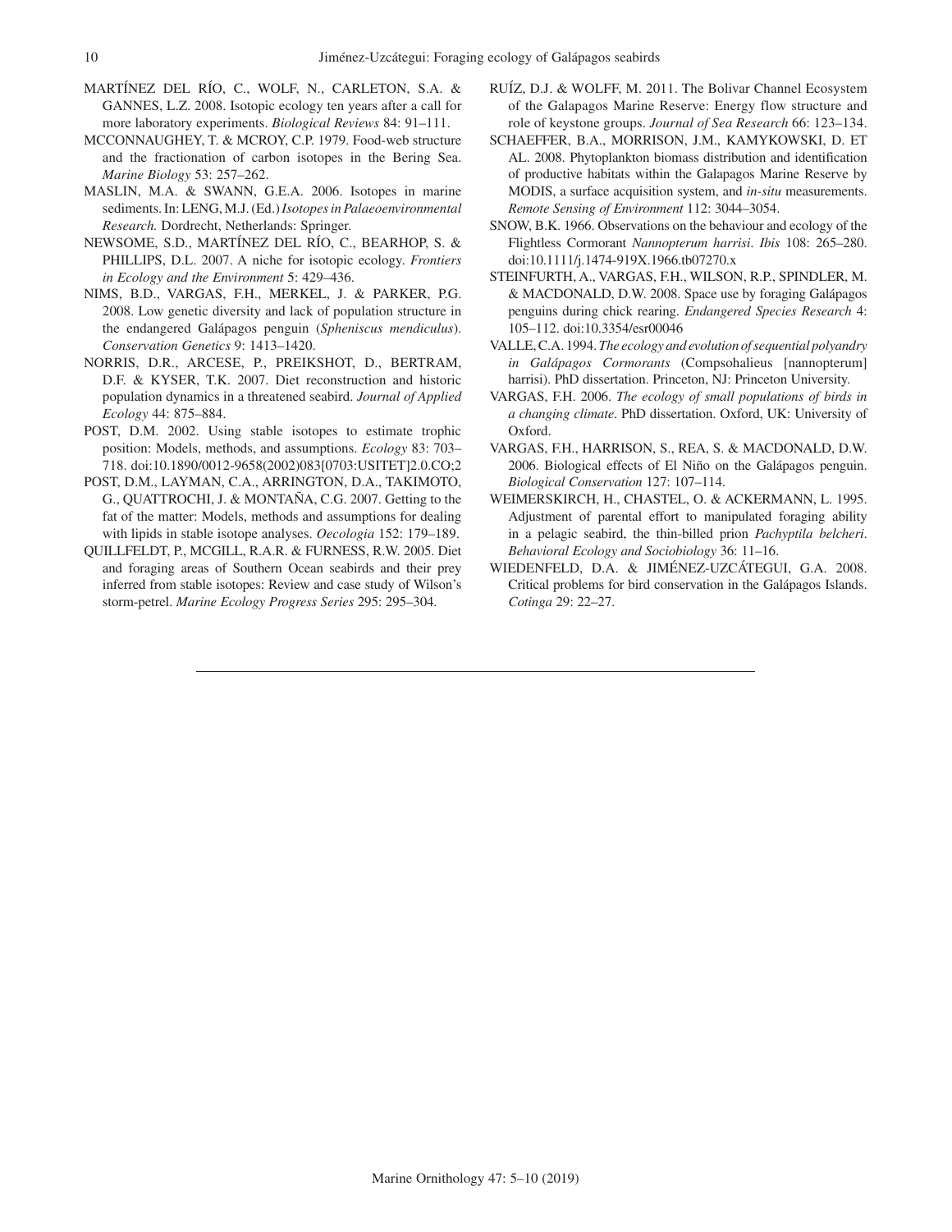MARTÍNEZ DEL RÍO, C., WOLF, N., CARLETON, S.A. & GANNES, L.Z. 2008. Isotopic ecology ten years after a call for more laboratory experiments. *Biological Reviews* 84: 91–111.

MCCONNAUGHEY, T. & MCROY, C.P. 1979. Food-web structure and the fractionation of carbon isotopes in the Bering Sea. *Marine Biology* 53: 257–262.

MASLIN, M.A. & SWANN, G.E.A. 2006. Isotopes in marine sediments. In: LENG, M.J. (Ed.) *Isotopes in Palaeoenvironmental Research.* Dordrecht, Netherlands: Springer.

NEWSOME, S.D., MARTÍNEZ DEL RÍO, C., BEARHOP, S. & PHILLIPS, D.L. 2007. A niche for isotopic ecology. *Frontiers in Ecology and the Environment* 5: 429–436.

NIMS, B.D., VARGAS, F.H., MERKEL, J. & PARKER, P.G. 2008. Low genetic diversity and lack of population structure in the endangered Galápagos penguin (*Spheniscus mendiculus*). *Conservation Genetics* 9: 1413–1420.

NORRIS, D.R., ARCESE, P., PREIKSHOT, D., BERTRAM, D.F. & KYSER, T.K. 2007. Diet reconstruction and historic population dynamics in a threatened seabird. *Journal of Applied Ecology* 44: 875–884.

POST, D.M. 2002. Using stable isotopes to estimate trophic position: Models, methods, and assumptions. *Ecology* 83: 703–718. doi:10.1890/0012-9658(2002)083[0703:USITET]2.0.CO;2

POST, D.M., LAYMAN, C.A., ARRINGTON, D.A., TAKIMOTO, G., QUATTROCHI, J. & MONTAÑA, C.G. 2007. Getting to the fat of the matter: Models, methods and assumptions for dealing with lipids in stable isotope analyses. *Oecologia* 152: 179–189.

QUILLFELDT, P., MCGILL, R.A.R. & FURNESS, R.W. 2005. Diet and foraging areas of Southern Ocean seabirds and their prey inferred from stable isotopes: Review and case study of Wilson's storm-petrel. *Marine Ecology Progress Series* 295: 295–304.

RUÍZ, D.J. & WOLFF, M. 2011. The Bolivar Channel Ecosystem of the Galapagos Marine Reserve: Energy flow structure and role of keystone groups. *Journal of Sea Research* 66: 123–134.

SCHAEFFER, B.A., MORRISON, J.M., KAMYKOWSKI, D. ET AL. 2008. Phytoplankton biomass distribution and identification of productive habitats within the Galapagos Marine Reserve by MODIS, a surface acquisition system, and *in-situ* measurements. *Remote Sensing of Environment* 112: 3044–3054.

SNOW, B.K. 1966. Observations on the behaviour and ecology of the Flightless Cormorant *Nannopterum harrisi*. *Ibis* 108: 265–280. doi:10.1111/j.1474-919X.1966.tb07270.x

STEINFURTH, A., VARGAS, F.H., WILSON, R.P., SPINDLER, M. & MACDONALD, D.W. 2008. Space use by foraging Galápagos penguins during chick rearing. *Endangered Species Research* 4: 105–112. doi:10.3354/esr00046

VALLE, C.A. 1994. *The ecology and evolution of sequential polyandry in Galápagos Cormorants* (Compsohalieus [nannopterum] harrisi). PhD dissertation. Princeton, NJ: Princeton University.

VARGAS, F.H. 2006. *The ecology of small populations of birds in a changing climate*. PhD dissertation. Oxford, UK: University of Oxford.

VARGAS, F.H., HARRISON, S., REA, S. & MACDONALD, D.W. 2006. Biological effects of El Niño on the Galápagos penguin. *Biological Conservation* 127: 107–114.

WEIMERSKIRCH, H., CHASTEL, O. & ACKERMANN, L. 1995. Adjustment of parental effort to manipulated foraging ability in a pelagic seabird, the thin-billed prion *Pachyptila belcheri*. *Behavioral Ecology and Sociobiology* 36: 11–16.

WIEDENFELD, D.A. & JIMÉNEZ-UZCÁTEGUI, G.A. 2008. Critical problems for bird conservation in the Galápagos Islands. *Cotinga* 29: 22–27.